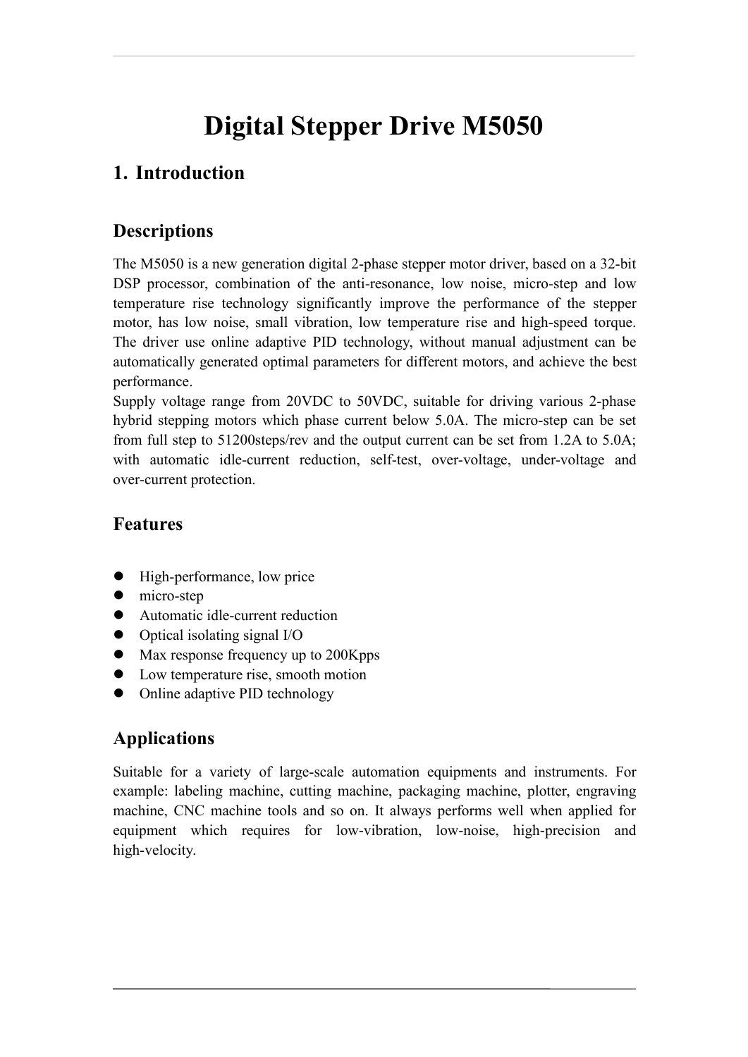# Digital Stepper Drive M5050

## 1. Introduction

### Descriptions

The M5050 is a new generation digital 2-phase stepper motor driver, based on a 32-bit DSP processor, combination of the anti-resonance, low noise, micro-step and low temperature rise technology significantly improve the performance of the stepper motor, has low noise, small vibration, low temperature rise and high-speed torque. The driver use online adaptive PID technology, without manual adjustment can be automatically generated optimal parameters for different motors, and achieve the best performance.

Supply voltage range from 20VDC to 50VDC, suitable for driving various 2-phase hybrid stepping motors which phase current below 5.0A. The micro-step can be set from full step to 51200steps/rev and the output current can be set from 1.2A to 5.0A; with automatic idle-current reduction, self-test, over-voltage, under-voltage and over-current protection.

### Features

- High-performance, low price
- micro-step
- Automatic idle-current reduction
- Optical isolating signal I/O
- Max response frequency up to 200Kpps
- Low temperature rise, smooth motion
- Online adaptive PID technology

### Applications

Suitable for a variety of large-scale automation equipments and instruments. For example: labeling machine, cutting machine, packaging machine, plotter, engraving machine, CNC machine tools and so on. It always performs well when applied for equipment which requires for low-vibration, low-noise, high-precision and high-velocity.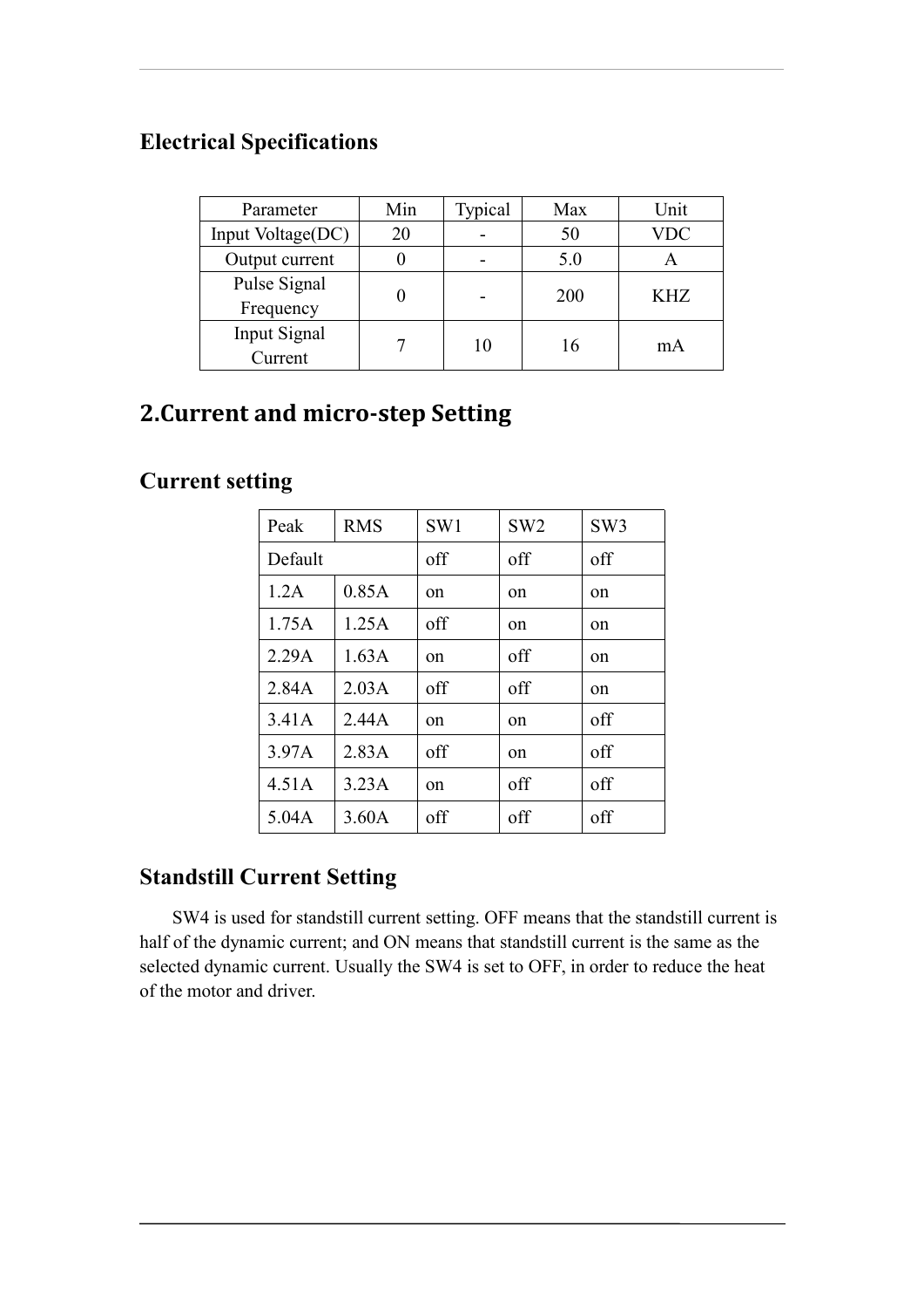## Electrical Specifications

| Parameter | Min | Typical | Max | Unit |
| --- | --- | --- | --- | --- |
| Input Voltage(DC) | 20 | - | 50 | VDC |
| Output current | 0 | - | 5.0 | A |
| Pulse Signal Frequency | 0 | - | 200 | KHZ |
| Input Signal Current | 7 | 10 | 16 | mA |

# 2.Current and micro-step Setting

## Current setting

| Peak | RMS | SW1 | SW2 | SW3 |
| --- | --- | --- | --- | --- |
| Default | | off | off | off |
| 1.2A | 0.85A | on | on | on |
| 1.75A | 1.25A | off | on | on |
| 2.29A | 1.63A | on | off | on |
| 2.84A | 2.03A | off | off | on |
| 3.41A | 2.44A | on | on | off |
| 3.97A | 2.83A | off | on | off |
| 4.51A | 3.23A | on | off | off |
| 5.04A | 3.60A | off | off | off |

## Standstill Current Setting

SW4 is used for standstill current setting. OFF means that the standstill current is half of the dynamic current; and ON means that standstill current is the same as the selected dynamic current. Usually the SW4 is set to OFF, in order to reduce the heat of the motor and driver.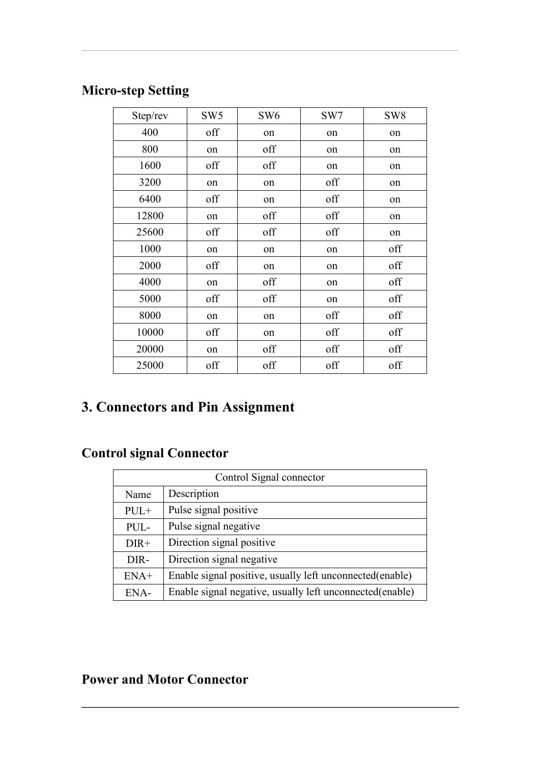### Micro-step Setting

| Step/rev | SW5 | SW6 | SW7 | SW8 |
|---|---|---|---|---|
| 400 | off | on | on | on |
| 800 | on | off | on | on |
| 1600 | off | off | on | on |
| 3200 | on | on | off | on |
| 6400 | off | on | off | on |
| 12800 | on | off | off | on |
| 25600 | off | off | off | on |
| 1000 | on | on | on | off |
| 2000 | off | on | on | off |
| 4000 | on | off | on | off |
| 5000 | off | off | on | off |
| 8000 | on | on | off | off |
| 10000 | off | on | off | off |
| 20000 | on | off | off | off |
| 25000 | off | off | off | off |

## 3. Connectors and Pin Assignment

### Control signal Connector

| Control Signal connector | |
|---|---|
| Name | Description |
| PUL+ | Pulse signal positive |
| PUL- | Pulse signal negative |
| DIR+ | Direction signal positive |
| DIR- | Direction signal negative |
| ENA+ | Enable signal positive, usually left unconnected(enable) |
| ENA- | Enable signal negative, usually left unconnected(enable) |

### Power and Motor Connector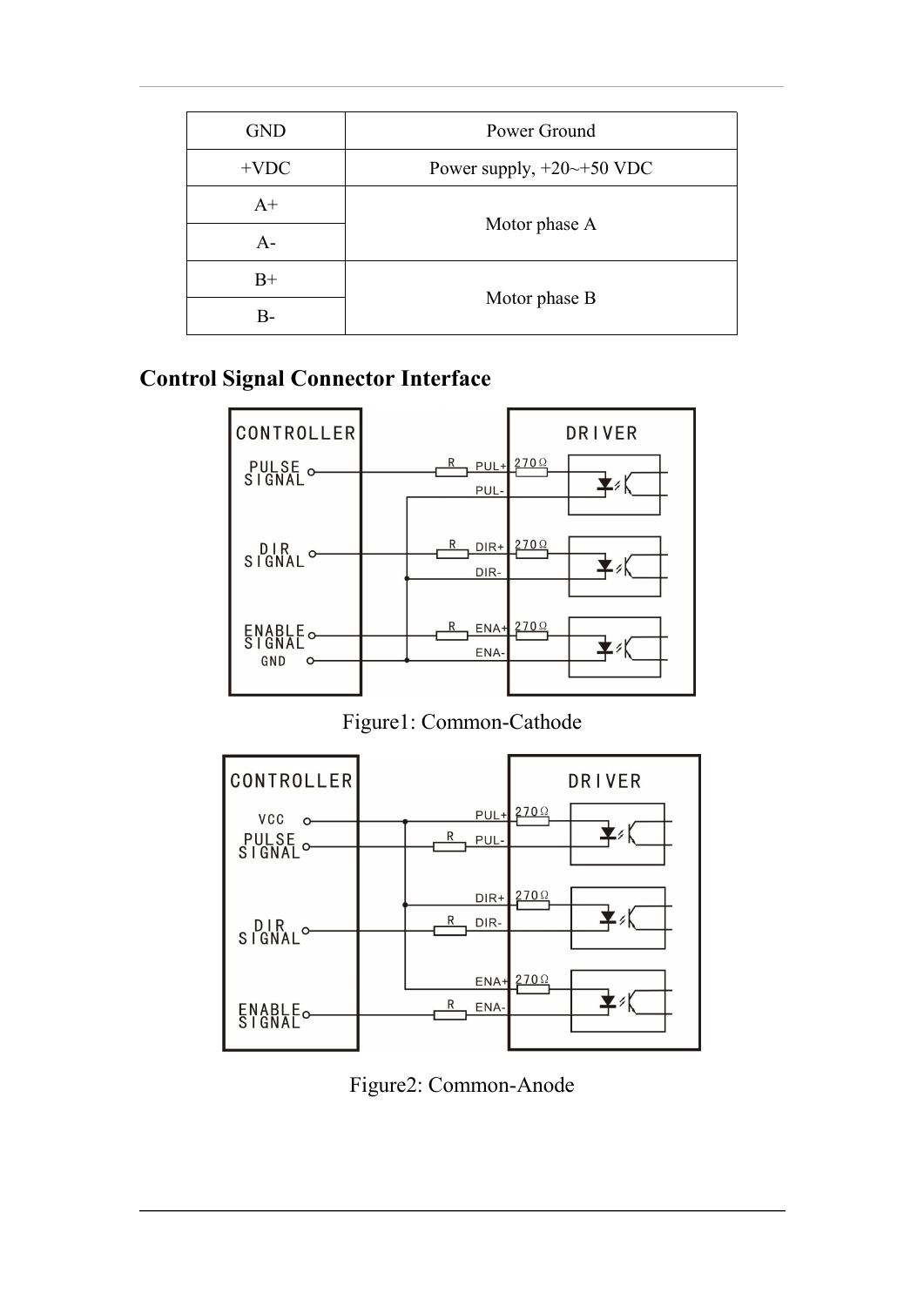| | |
|---|---|
| GND | Power Ground |
| +VDC | Power supply, +20~+50 VDC |
| A+ | Motor phase A |
| A- | |
| B+ | Motor phase B |
| B- | |

## Control Signal Connector Interface

CONTROLLER
PULSE SIGNAL
DIR SIGNAL
ENABLE SIGNAL
GND
DRIVER
R PUL+ 270Ω
PUL-
R DIR+ 270Ω
DIR-
R ENA+ 270Ω
ENA-

Figure1: Common-Cathode

CONTROLLER
VCC
PULSE SIGNAL
DIR SIGNAL
ENABLE SIGNAL
DRIVER
PUL+ 270Ω
R PUL-
DIR+ 270Ω
R DIR-
ENA+ 270Ω
R ENA-

Figure2: Common-Anode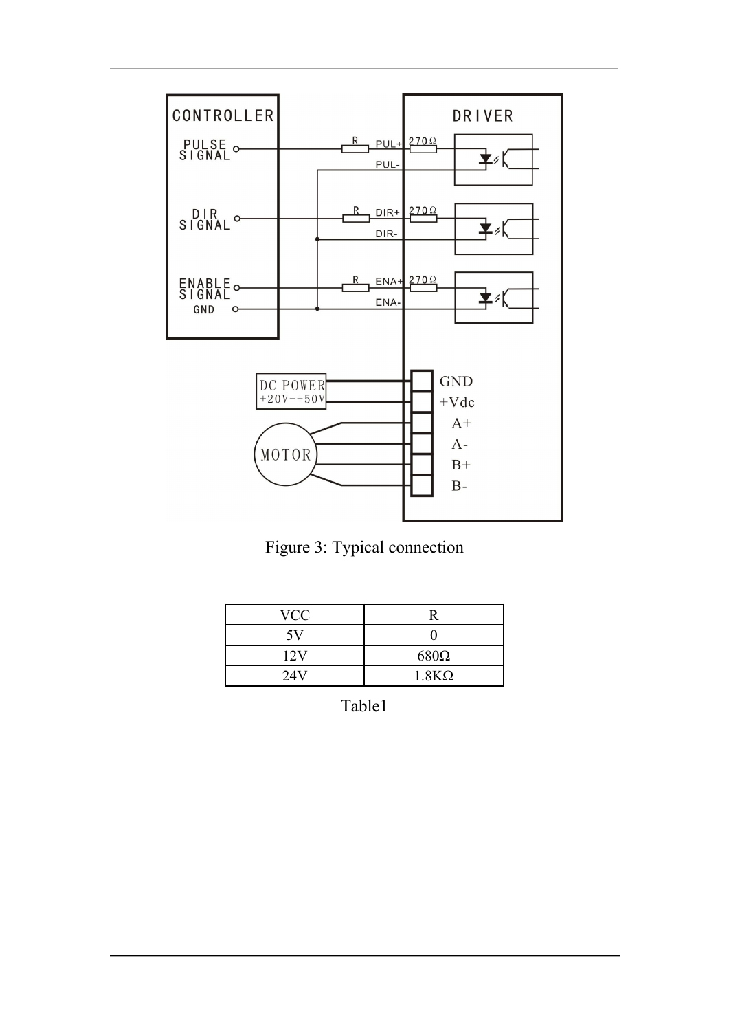CONTROLLER

PULSE SIGNAL

DIR SIGNAL

ENABLE SIGNAL

GND

DRIVER

R PUL+ 270Ω

PUL-

R DIR+ 270Ω

DIR-

R ENA+ 270Ω

ENA-

DC POWER +20V-+50V

MOTOR

GND

+Vdc

A+

A-

B+

B-

Figure 3: Typical connection

| VCC | R |
|---|---|
| 5V | 0 |
| 12V | 680Ω |
| 24V | 1.8KΩ |

Table1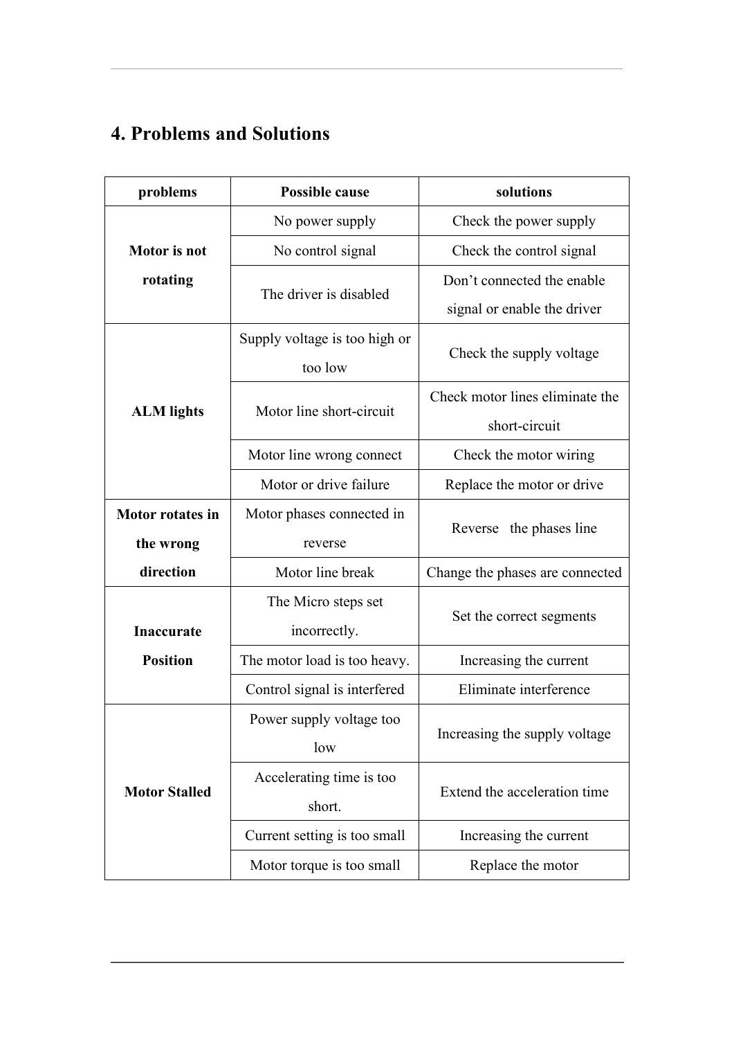# 4. Problems and Solutions

| problems | Possible cause | solutions |
|---|---|---|
| **Motor is not rotating** | No power supply | Check the power supply |
| | No control signal | Check the control signal |
| | The driver is disabled | Don't connected the enable signal or enable the driver |
| **ALM lights** | Supply voltage is too high or too low | Check the supply voltage |
| | Motor line short-circuit | Check motor lines eliminate the short-circuit |
| | Motor line wrong connect | Check the motor wiring |
| | Motor or drive failure | Replace the motor or drive |
| **Motor rotates in the wrong direction** | Motor phases connected in reverse | Reverse the phases line |
| | Motor line break | Change the phases are connected |
| **Inaccurate Position** | The Micro steps set incorrectly. | Set the correct segments |
| | The motor load is too heavy. | Increasing the current |
| | Control signal is interfered | Eliminate interference |
| **Motor Stalled** | Power supply voltage too low | Increasing the supply voltage |
| | Accelerating time is too short. | Extend the acceleration time |
| | Current setting is too small | Increasing the current |
| | Motor torque is too small | Replace the motor |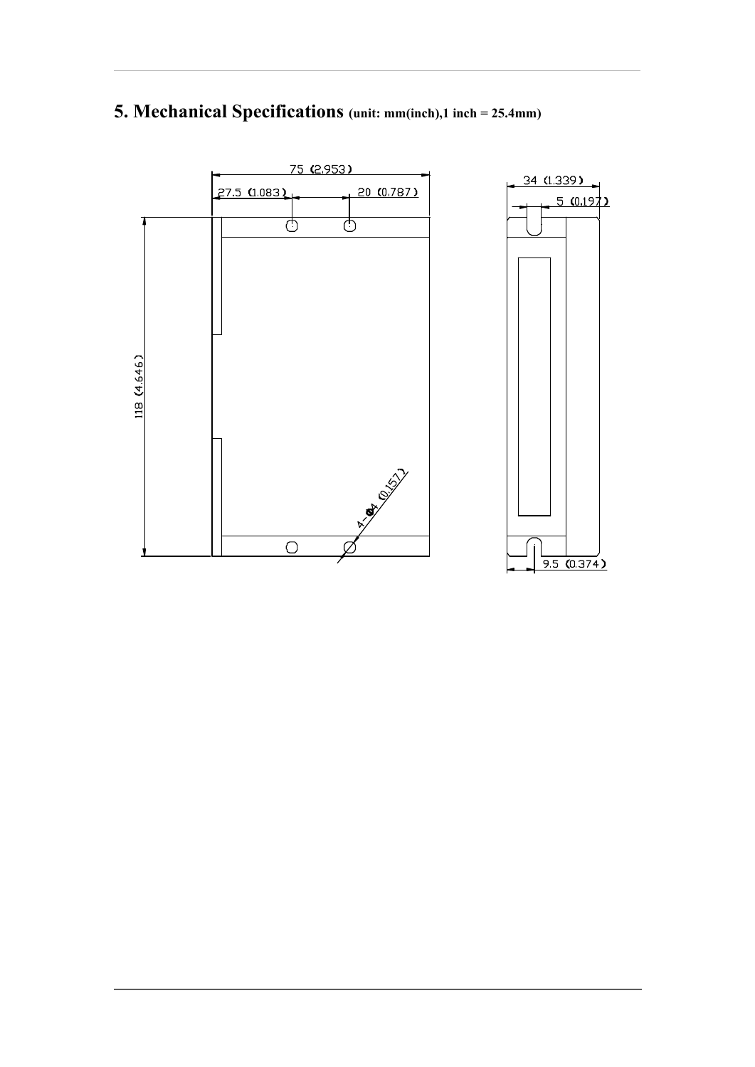## 5. Mechanical Specifications (unit: mm(inch),1 inch = 25.4mm)

75 (2.953)

27.5 (1.083)

20 (0.787)

118 (4.646)

4-Φ4 (0.157)

34 (1.339)

5 (0.197)

9.5 (0.374)